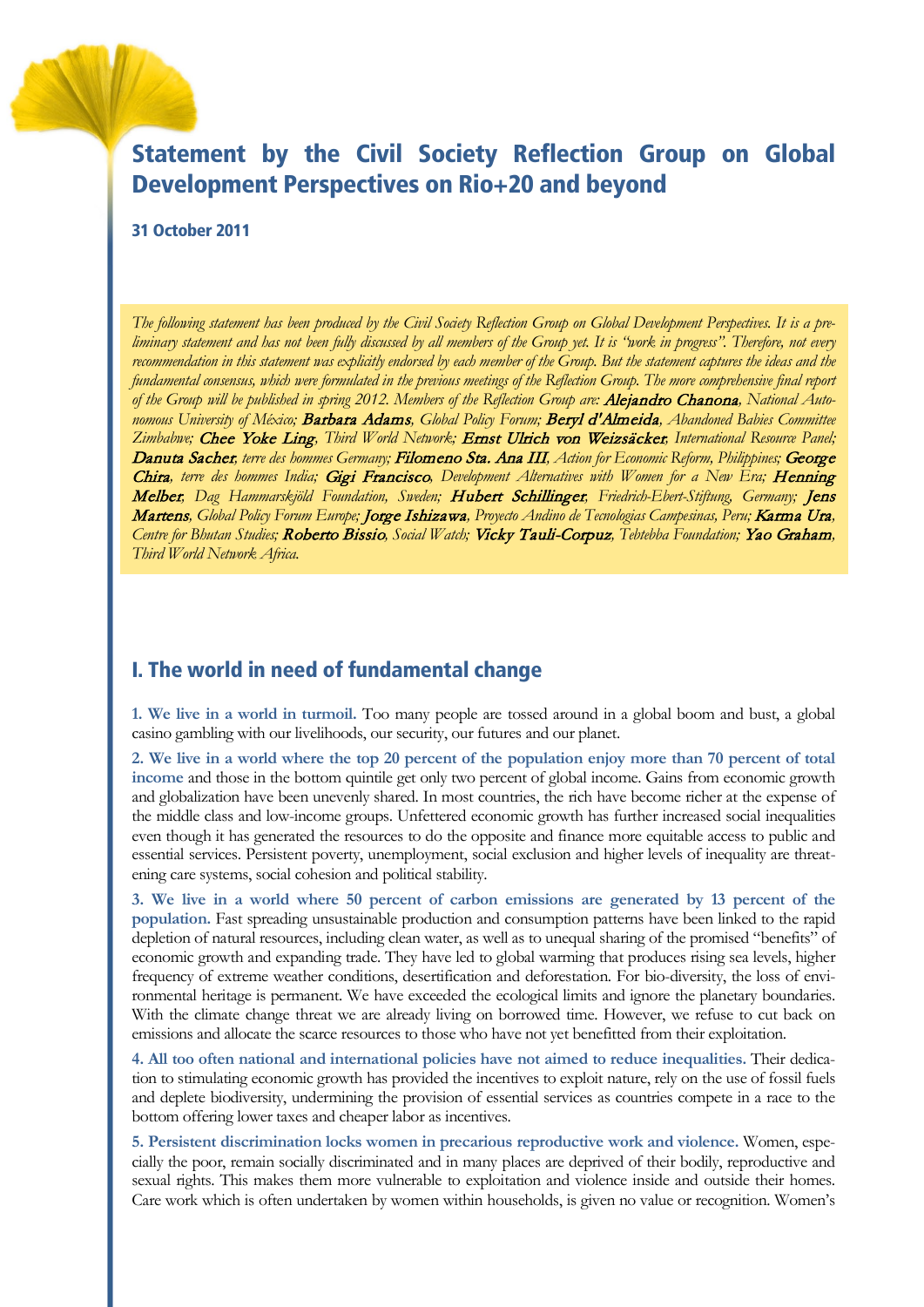# Statement by the Civil Society Reflection Group on Global Development Perspectives on Rio+20 and beyond

**31 October 2011**

*The following statement has been produced by the Civil Society Reflection Group on Global Development Perspectives. It is a preliminary statement and has not been fully discussed by all members of the Group yet. It is "work in progress". Therefore, not every recommendation in this statement was explicitly endorsed by each member of the Group. But the statement captures the ideas and the fundamental consensus, which were formulated in the previous meetings of the Reflection Group. The more comprehensive final report of the Group will be published in spring 2012. Members of the Reflection Group are:* **Alejandro Chanona**, *National Autonomous University of México;* **Barbara Adams**, *Global Policy Forum;* **Beryl d'Almeida**, *Abandoned Babies Committee Zimbabwe;* **Chee Yoke Ling**, *Third World Network;* **Ernst Ulrich von Weizsäcker**, *International Resource Panel;* **Danuta Sacher**, *terre des hommes Germany;* **Filomeno Sta. Ana III**, *Action for Economic Reform, Philippines;* **George Chira**, *terre des hommes India;* **Gigi Francisco**, *Development Alternatives with Women for a New Era;* **Henning Melber**, *Dag Hammarskjöld Foundation, Sweden;* **Hubert Schillinger**, *Friedrich-Ebert-Stiftung, Germany;* **Jens Martens**, *Global Policy Forum Europe;* **Jorge Ishizawa**, *Proyecto Andino de Tecnologias Campesinas, Peru;* **Karma Ura**, *Centre for Bhutan Studies;* **Roberto Bissio**, *Social Watch;* **Vicky Tauli-Corpuz**, *Tebtebba Foundation;* **Yao Graham**, *Third World Network Africa.*

## I. The world in need of fundamental change

**1. We live in a world in turmoil.** Too many people are tossed around in a global boom and bust, a global casino gambling with our livelihoods, our security, our futures and our planet.

**2. We live in a world where the top 20 percent of the population enjoy more than 70 percent of total income** and those in the bottom quintile get only two percent of global income. Gains from economic growth and globalization have been unevenly shared. In most countries, the rich have become richer at the expense of the middle class and low-income groups. Unfettered economic growth has further increased social inequalities even though it has generated the resources to do the opposite and finance more equitable access to public and essential services. Persistent poverty, unemployment, social exclusion and higher levels of inequality are threatening care systems, social cohesion and political stability.

**3. We live in a world where 50 percent of carbon emissions are generated by 13 percent of the population.** Fast spreading unsustainable production and consumption patterns have been linked to the rapid depletion of natural resources, including clean water, as well as to unequal sharing of the promised "benefits" of economic growth and expanding trade. They have led to global warming that produces rising sea levels, higher frequency of extreme weather conditions, desertification and deforestation. For bio-diversity, the loss of environmental heritage is permanent. We have exceeded the ecological limits and ignore the planetary boundaries. With the climate change threat we are already living on borrowed time. However, we refuse to cut back on emissions and allocate the scarce resources to those who have not yet benefitted from their exploitation.

**4. All too often national and international policies have not aimed to reduce inequalities.** Their dedication to stimulating economic growth has provided the incentives to exploit nature, rely on the use of fossil fuels and deplete biodiversity, undermining the provision of essential services as countries compete in a race to the bottom offering lower taxes and cheaper labor as incentives.

**5. Persistent discrimination locks women in precarious reproductive work and violence.** Women, especially the poor, remain socially discriminated and in many places are deprived of their bodily, reproductive and sexual rights. This makes them more vulnerable to exploitation and violence inside and outside their homes. Care work which is often undertaken by women within households, is given no value or recognition. Women's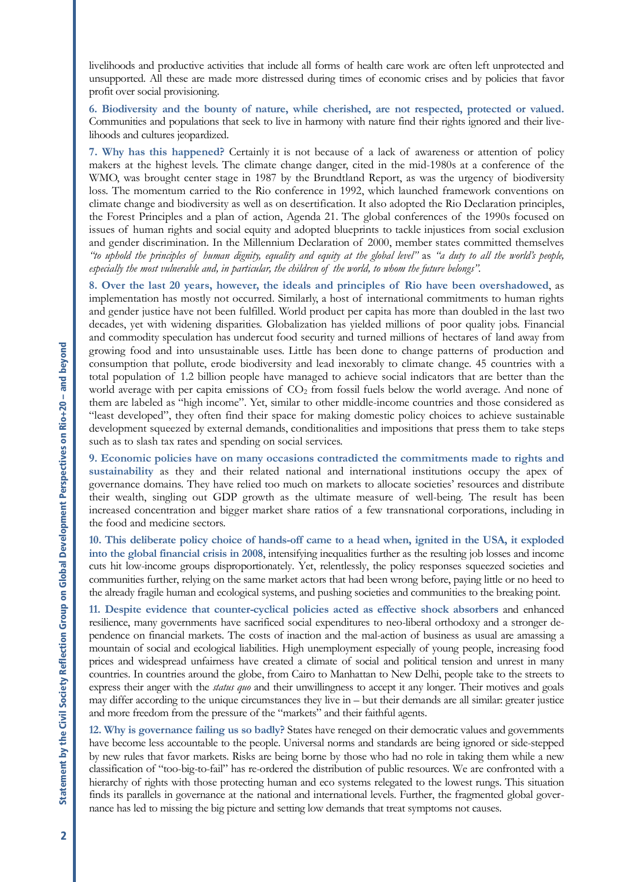livelihoods and productive activities that include all forms of health care work are often left unprotected and unsupported. All these are made more distressed during times of economic crises and by policies that favor profit over social provisioning.

**6. Biodiversity and the bounty of nature, while cherished, are not respected, protected or valued.** Communities and populations that seek to live in harmony with nature find their rights ignored and their livelihoods and cultures jeopardized.

**7. Why has this happened?** Certainly it is not because of a lack of awareness or attention of policy makers at the highest levels. The climate change danger, cited in the mid-1980s at a conference of the WMO, was brought center stage in 1987 by the Brundtland Report, as was the urgency of biodiversity loss. The momentum carried to the Rio conference in 1992, which launched framework conventions on climate change and biodiversity as well as on desertification. It also adopted the Rio Declaration principles, the Forest Principles and a plan of action, Agenda 21. The global conferences of the 1990s focused on issues of human rights and social equity and adopted blueprints to tackle injustices from social exclusion and gender discrimination. In the Millennium Declaration of 2000, member states committed themselves *"to uphold the principles of human dignity, equality and equity at the global level"* as *"a duty to all the world's people, especially the most vulnerable and, in particular, the children of the world, to whom the future belongs"*.

**8. Over the last 20 years, however, the ideals and principles of Rio have been overshadowed**, as implementation has mostly not occurred. Similarly, a host of international commitments to human rights and gender justice have not been fulfilled. World product per capita has more than doubled in the last two decades, yet with widening disparities. Globalization has yielded millions of poor quality jobs. Financial and commodity speculation has undercut food security and turned millions of hectares of land away from growing food and into unsustainable uses. Little has been done to change patterns of production and consumption that pollute, erode biodiversity and lead inexorably to climate change. 45 countries with a total population of 1.2 billion people have managed to achieve social indicators that are better than the world average with per capita emissions of $CO_2$ from fossil fuels below the world average. And none of them are labeled as "high income". Yet, similar to other middle-income countries and those considered as "least developed", they often find their space for making domestic policy choices to achieve sustainable development squeezed by external demands, conditionalities and impositions that press them to take steps such as to slash tax rates and spending on social services.

**9. Economic policies have on many occasions contradicted the commitments made to rights and sustainability** as they and their related national and international institutions occupy the apex of governance domains. They have relied too much on markets to allocate societies' resources and distribute their wealth, singling out GDP growth as the ultimate measure of well-being. The result has been increased concentration and bigger market share ratios of a few transnational corporations, including in the food and medicine sectors.

**10. This deliberate policy choice of hands-off came to a head when, ignited in the USA, it exploded into the global financial crisis in 2008**, intensifying inequalities further as the resulting job losses and income cuts hit low-income groups disproportionately. Yet, relentlessly, the policy responses squeezed societies and communities further, relying on the same market actors that had been wrong before, paying little or no heed to the already fragile human and ecological systems, and pushing societies and communities to the breaking point.

**11. Despite evidence that counter-cyclical policies acted as effective shock absorbers** and enhanced resilience, many governments have sacrificed social expenditures to neo-liberal orthodoxy and a stronger dependence on financial markets. The costs of inaction and the mal-action of business as usual are amassing a mountain of social and ecological liabilities. High unemployment especially of young people, increasing food prices and widespread unfairness have created a climate of social and political tension and unrest in many countries. In countries around the globe, from Cairo to Manhattan to New Delhi, people take to the streets to express their anger with the *status quo* and their unwillingness to accept it any longer. Their motives and goals may differ according to the unique circumstances they live in – but their demands are all similar: greater justice and more freedom from the pressure of the "markets" and their faithful agents.

**12. Why is governance failing us so badly?** States have reneged on their democratic values and governments have become less accountable to the people. Universal norms and standards are being ignored or side-stepped by new rules that favor markets. Risks are being borne by those who had no role in taking them while a new classification of "too-big-to-fail" has re-ordered the distribution of public resources. We are confronted with a hierarchy of rights with those protecting human and eco systems relegated to the lowest rungs. This situation finds its parallels in governance at the national and international levels. Further, the fragmented global governance has led to missing the big picture and setting low demands that treat symptoms not causes.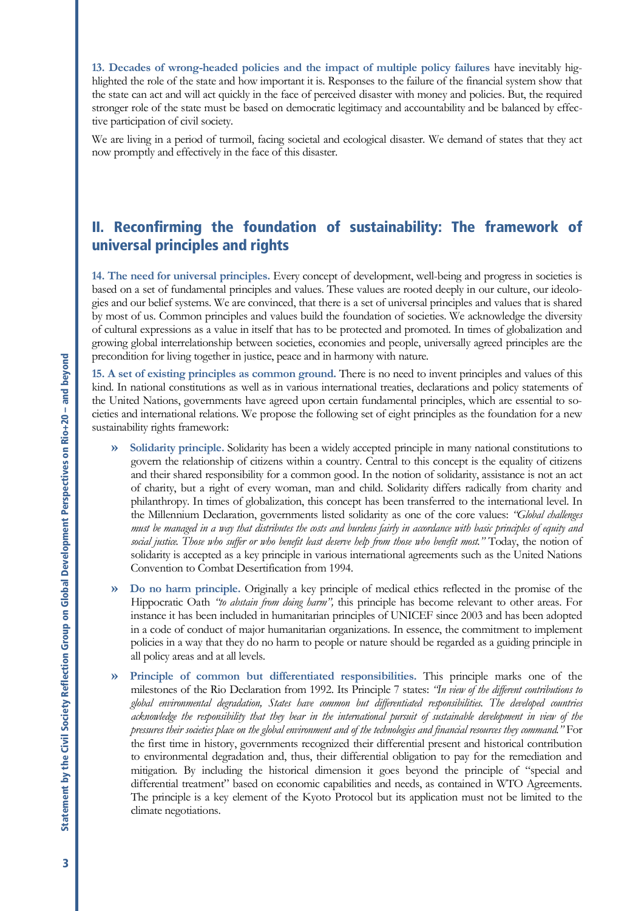**13. Decades of wrong-headed policies and the impact of multiple policy failures** have inevitably highlighted the role of the state and how important it is. Responses to the failure of the financial system show that the state can act and will act quickly in the face of perceived disaster with money and policies. But, the required stronger role of the state must be based on democratic legitimacy and accountability and be balanced by effective participation of civil society.

We are living in a period of turmoil, facing societal and ecological disaster. We demand of states that they act now promptly and effectively in the face of this disaster.

## II. Reconfirming the foundation of sustainability: The framework of universal principles and rights

**14. The need for universal principles.** Every concept of development, well-being and progress in societies is based on a set of fundamental principles and values. These values are rooted deeply in our culture, our ideologies and our belief systems. We are convinced, that there is a set of universal principles and values that is shared by most of us. Common principles and values build the foundation of societies. We acknowledge the diversity of cultural expressions as a value in itself that has to be protected and promoted. In times of globalization and growing global interrelationship between societies, economies and people, universally agreed principles are the precondition for living together in justice, peace and in harmony with nature.

**15. A set of existing principles as common ground.** There is no need to invent principles and values of this kind. In national constitutions as well as in various international treaties, declarations and policy statements of the United Nations, governments have agreed upon certain fundamental principles, which are essential to societies and international relations. We propose the following set of eight principles as the foundation for a new sustainability rights framework:

- **Solidarity principle.** Solidarity has been a widely accepted principle in many national constitutions to govern the relationship of citizens within a country. Central to this concept is the equality of citizens and their shared responsibility for a common good. In the notion of solidarity, assistance is not an act of charity, but a right of every woman, man and child. Solidarity differs radically from charity and philanthropy. In times of globalization, this concept has been transferred to the international level. In the Millennium Declaration, governments listed solidarity as one of the core values: *"Global challenges must be managed in a way that distributes the costs and burdens fairly in accordance with basic principles of equity and social justice. Those who suffer or who benefit least deserve help from those who benefit most."* Today, the notion of solidarity is accepted as a key principle in various international agreements such as the United Nations Convention to Combat Desertification from 1994.

- **Do no harm principle.** Originally a key principle of medical ethics reflected in the promise of the Hippocratic Oath *"to abstain from doing harm"*, this principle has become relevant to other areas. For instance it has been included in humanitarian principles of UNICEF since 2003 and has been adopted in a code of conduct of major humanitarian organizations. In essence, the commitment to implement policies in a way that they do no harm to people or nature should be regarded as a guiding principle in all policy areas and at all levels.

- **Principle of common but differentiated responsibilities.** This principle marks one of the milestones of the Rio Declaration from 1992. Its Principle 7 states: *"In view of the different contributions to global environmental degradation, States have common but differentiated responsibilities. The developed countries acknowledge the responsibility that they bear in the international pursuit of sustainable development in view of the pressures their societies place on the global environment and of the technologies and financial resources they command."* For the first time in history, governments recognized their differential present and historical contribution to environmental degradation and, thus, their differential obligation to pay for the remediation and mitigation. By including the historical dimension it goes beyond the principle of "special and differential treatment" based on economic capabilities and needs, as contained in WTO Agreements. The principle is a key element of the Kyoto Protocol but its application must not be limited to the climate negotiations.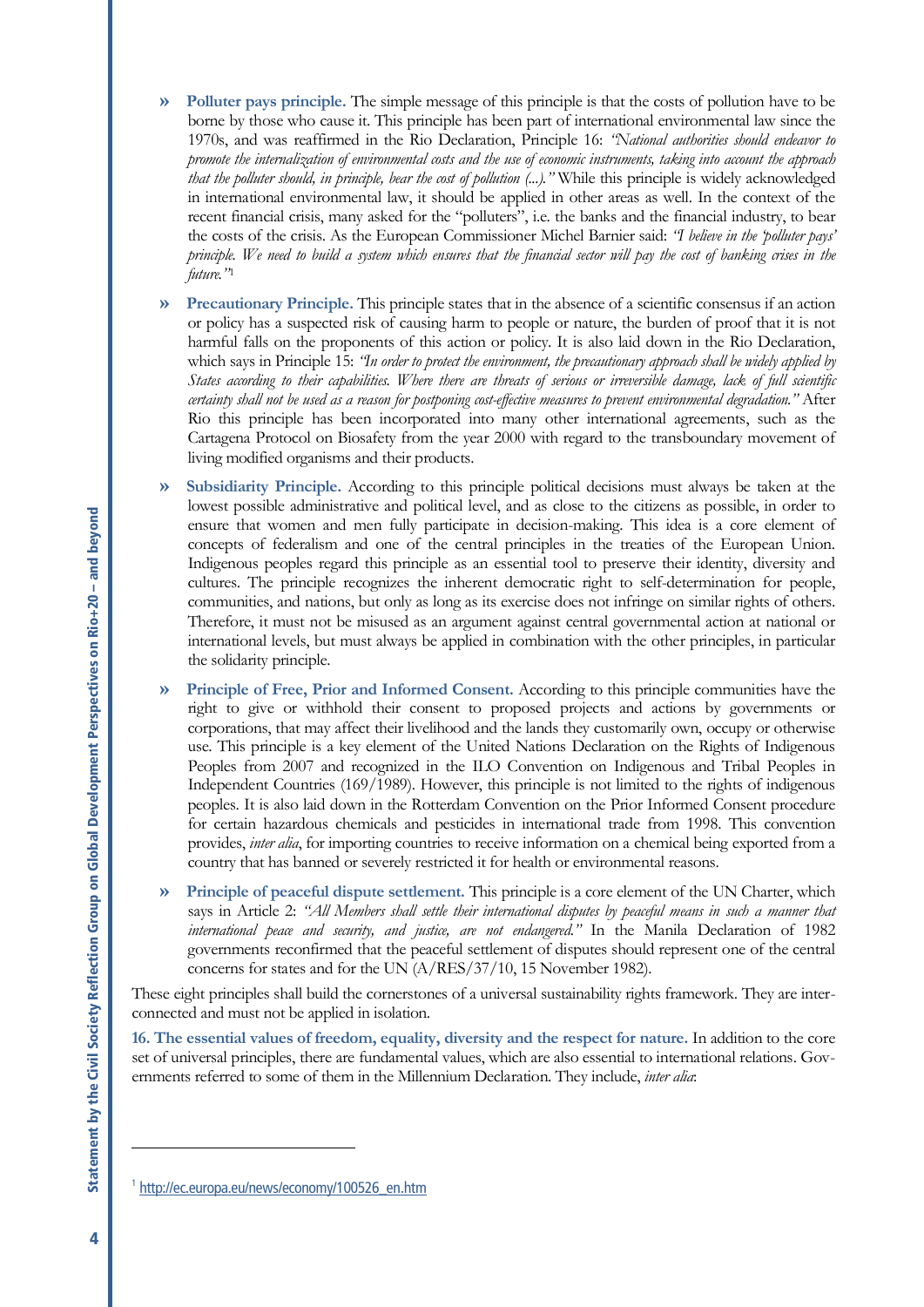- **Polluter pays principle.** The simple message of this principle is that the costs of pollution have to be borne by those who cause it. This principle has been part of international environmental law since the 1970s, and was reaffirmed in the Rio Declaration, Principle 16: *"National authorities should endeavor to promote the internalization of environmental costs and the use of economic instruments, taking into account the approach that the polluter should, in principle, bear the cost of pollution (...)."* While this principle is widely acknowledged in international environmental law, it should be applied in other areas as well. In the context of the recent financial crisis, many asked for the "polluters", i.e. the banks and the financial industry, to bear the costs of the crisis. As the European Commissioner Michel Barnier said: *"I believe in the 'polluter pays' principle. We need to build a system which ensures that the financial sector will pay the cost of banking crises in the future."*[1]

- **Precautionary Principle.** This principle states that in the absence of a scientific consensus if an action or policy has a suspected risk of causing harm to people or nature, the burden of proof that it is not harmful falls on the proponents of this action or policy. It is also laid down in the Rio Declaration, which says in Principle 15: *"In order to protect the environment, the precautionary approach shall be widely applied by States according to their capabilities. Where there are threats of serious or irreversible damage, lack of full scientific certainty shall not be used as a reason for postponing cost-effective measures to prevent environmental degradation."* After Rio this principle has been incorporated into many other international agreements, such as the Cartagena Protocol on Biosafety from the year 2000 with regard to the transboundary movement of living modified organisms and their products.

- **Subsidiarity Principle.** According to this principle political decisions must always be taken at the lowest possible administrative and political level, and as close to the citizens as possible, in order to ensure that women and men fully participate in decision-making. This idea is a core element of concepts of federalism and one of the central principles in the treaties of the European Union. Indigenous peoples regard this principle as an essential tool to preserve their identity, diversity and cultures. The principle recognizes the inherent democratic right to self-determination for people, communities, and nations, but only as long as its exercise does not infringe on similar rights of others. Therefore, it must not be misused as an argument against central governmental action at national or international levels, but must always be applied in combination with the other principles, in particular the solidarity principle.

- **Principle of Free, Prior and Informed Consent.** According to this principle communities have the right to give or withhold their consent to proposed projects and actions by governments or corporations, that may affect their livelihood and the lands they customarily own, occupy or otherwise use. This principle is a key element of the United Nations Declaration on the Rights of Indigenous Peoples from 2007 and recognized in the ILO Convention on Indigenous and Tribal Peoples in Independent Countries (169/1989). However, this principle is not limited to the rights of indigenous peoples. It is also laid down in the Rotterdam Convention on the Prior Informed Consent procedure for certain hazardous chemicals and pesticides in international trade from 1998. This convention provides, *inter alia*, for importing countries to receive information on a chemical being exported from a country that has banned or severely restricted it for health or environmental reasons.

- **Principle of peaceful dispute settlement.** This principle is a core element of the UN Charter, which says in Article 2: *"All Members shall settle their international disputes by peaceful means in such a manner that international peace and security, and justice, are not endangered."* In the Manila Declaration of 1982 governments reconfirmed that the peaceful settlement of disputes should represent one of the central concerns for states and for the UN (A/RES/37/10, 15 November 1982).

These eight principles shall build the cornerstones of a universal sustainability rights framework. They are interconnected and must not be applied in isolation.

**16. The essential values of freedom, equality, diversity and the respect for nature.** In addition to the core set of universal principles, there are fundamental values, which are also essential to international relations. Governments referred to some of them in the Millennium Declaration. They include, *inter alia*:

---

[1] http://ec.europa.eu/news/economy/100526_en.htm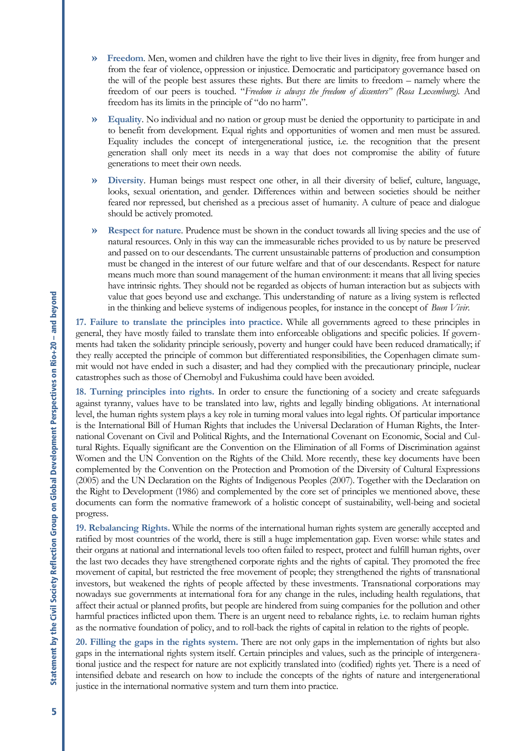- **Freedom**. Men, women and children have the right to live their lives in dignity, free from hunger and from the fear of violence, oppression or injustice. Democratic and participatory governance based on the will of the people best assures these rights. But there are limits to freedom – namely where the freedom of our peers is touched. "*Freedom is always the freedom of dissenters" (Rosa Luxemburg).* And freedom has its limits in the principle of "do no harm".

- **Equality**. No individual and no nation or group must be denied the opportunity to participate in and to benefit from development. Equal rights and opportunities of women and men must be assured. Equality includes the concept of intergenerational justice, i.e. the recognition that the present generation shall only meet its needs in a way that does not compromise the ability of future generations to meet their own needs.

- **Diversity**. Human beings must respect one other, in all their diversity of belief, culture, language, looks, sexual orientation, and gender. Differences within and between societies should be neither feared nor repressed, but cherished as a precious asset of humanity. A culture of peace and dialogue should be actively promoted.

- **Respect for nature**. Prudence must be shown in the conduct towards all living species and the use of natural resources. Only in this way can the immeasurable riches provided to us by nature be preserved and passed on to our descendants. The current unsustainable patterns of production and consumption must be changed in the interest of our future welfare and that of our descendants. Respect for nature means much more than sound management of the human environment: it means that all living species have intrinsic rights. They should not be regarded as objects of human interaction but as subjects with value that goes beyond use and exchange. This understanding of nature as a living system is reflected in the thinking and believe systems of indigenous peoples, for instance in the concept of *Buen Vivir*.

**17. Failure to translate the principles into practice.** While all governments agreed to these principles in general, they have mostly failed to translate them into enforceable obligations and specific policies. If governments had taken the solidarity principle seriously, poverty and hunger could have been reduced dramatically; if they really accepted the principle of common but differentiated responsibilities, the Copenhagen climate summit would not have ended in such a disaster; and had they complied with the precautionary principle, nuclear catastrophes such as those of Chernobyl and Fukushima could have been avoided.

**18. Turning principles into rights.** In order to ensure the functioning of a society and create safeguards against tyranny, values have to be translated into law, rights and legally binding obligations. At international level, the human rights system plays a key role in turning moral values into legal rights. Of particular importance is the International Bill of Human Rights that includes the Universal Declaration of Human Rights, the International Covenant on Civil and Political Rights, and the International Covenant on Economic, Social and Cultural Rights. Equally significant are the Convention on the Elimination of all Forms of Discrimination against Women and the UN Convention on the Rights of the Child. More recently, these key documents have been complemented by the Convention on the Protection and Promotion of the Diversity of Cultural Expressions (2005) and the UN Declaration on the Rights of Indigenous Peoples (2007). Together with the Declaration on the Right to Development (1986) and complemented by the core set of principles we mentioned above, these documents can form the normative framework of a holistic concept of sustainability, well-being and societal progress.

**19. Rebalancing Rights.** While the norms of the international human rights system are generally accepted and ratified by most countries of the world, there is still a huge implementation gap. Even worse: while states and their organs at national and international levels too often failed to respect, protect and fulfill human rights, over the last two decades they have strengthened corporate rights and the rights of capital. They promoted the free movement of capital, but restricted the free movement of people; they strengthened the rights of transnational investors, but weakened the rights of people affected by these investments. Transnational corporations may nowadays sue governments at international fora for any change in the rules, including health regulations, that affect their actual or planned profits, but people are hindered from suing companies for the pollution and other harmful practices inflicted upon them. There is an urgent need to rebalance rights, i.e. to reclaim human rights as the normative foundation of policy, and to roll-back the rights of capital in relation to the rights of people.

**20. Filling the gaps in the rights system.** There are not only gaps in the implementation of rights but also gaps in the international rights system itself. Certain principles and values, such as the principle of intergenerational justice and the respect for nature are not explicitly translated into (codified) rights yet. There is a need of intensified debate and research on how to include the concepts of the rights of nature and intergenerational justice in the international normative system and turn them into practice.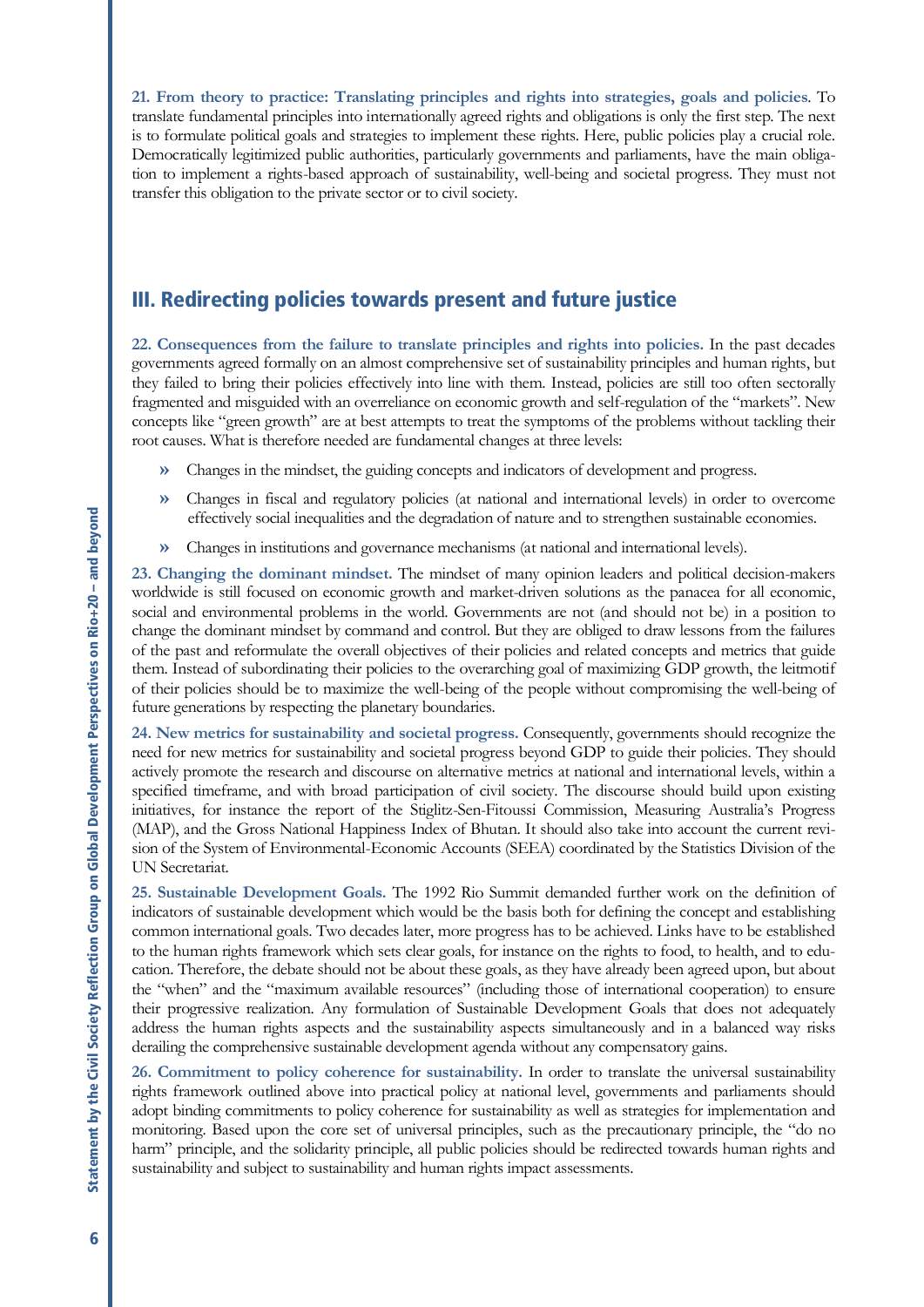**21. From theory to practice: Translating principles and rights into strategies, goals and policies**. To translate fundamental principles into internationally agreed rights and obligations is only the first step. The next is to formulate political goals and strategies to implement these rights. Here, public policies play a crucial role. Democratically legitimized public authorities, particularly governments and parliaments, have the main obligation to implement a rights-based approach of sustainability, well-being and societal progress. They must not transfer this obligation to the private sector or to civil society.

## III. Redirecting policies towards present and future justice

**22. Consequences from the failure to translate principles and rights into policies.** In the past decades governments agreed formally on an almost comprehensive set of sustainability principles and human rights, but they failed to bring their policies effectively into line with them. Instead, policies are still too often sectorally fragmented and misguided with an overreliance on economic growth and self-regulation of the "markets". New concepts like "green growth" are at best attempts to treat the symptoms of the problems without tackling their root causes. What is therefore needed are fundamental changes at three levels:

- Changes in the mindset, the guiding concepts and indicators of development and progress.
- Changes in fiscal and regulatory policies (at national and international levels) in order to overcome effectively social inequalities and the degradation of nature and to strengthen sustainable economies.
- Changes in institutions and governance mechanisms (at national and international levels).

**23. Changing the dominant mindset.** The mindset of many opinion leaders and political decision-makers worldwide is still focused on economic growth and market-driven solutions as the panacea for all economic, social and environmental problems in the world. Governments are not (and should not be) in a position to change the dominant mindset by command and control. But they are obliged to draw lessons from the failures of the past and reformulate the overall objectives of their policies and related concepts and metrics that guide them. Instead of subordinating their policies to the overarching goal of maximizing GDP growth, the leitmotif of their policies should be to maximize the well-being of the people without compromising the well-being of future generations by respecting the planetary boundaries.

**24. New metrics for sustainability and societal progress.** Consequently, governments should recognize the need for new metrics for sustainability and societal progress beyond GDP to guide their policies. They should actively promote the research and discourse on alternative metrics at national and international levels, within a specified timeframe, and with broad participation of civil society. The discourse should build upon existing initiatives, for instance the report of the Stiglitz-Sen-Fitoussi Commission, Measuring Australia's Progress (MAP), and the Gross National Happiness Index of Bhutan. It should also take into account the current revision of the System of Environmental-Economic Accounts (SEEA) coordinated by the Statistics Division of the UN Secretariat.

**25. Sustainable Development Goals.** The 1992 Rio Summit demanded further work on the definition of indicators of sustainable development which would be the basis both for defining the concept and establishing common international goals. Two decades later, more progress has to be achieved. Links have to be established to the human rights framework which sets clear goals, for instance on the rights to food, to health, and to education. Therefore, the debate should not be about these goals, as they have already been agreed upon, but about the "when" and the "maximum available resources" (including those of international cooperation) to ensure their progressive realization. Any formulation of Sustainable Development Goals that does not adequately address the human rights aspects and the sustainability aspects simultaneously and in a balanced way risks derailing the comprehensive sustainable development agenda without any compensatory gains.

**26. Commitment to policy coherence for sustainability.** In order to translate the universal sustainability rights framework outlined above into practical policy at national level, governments and parliaments should adopt binding commitments to policy coherence for sustainability as well as strategies for implementation and monitoring. Based upon the core set of universal principles, such as the precautionary principle, the "do no harm" principle, and the solidarity principle, all public policies should be redirected towards human rights and sustainability and subject to sustainability and human rights impact assessments.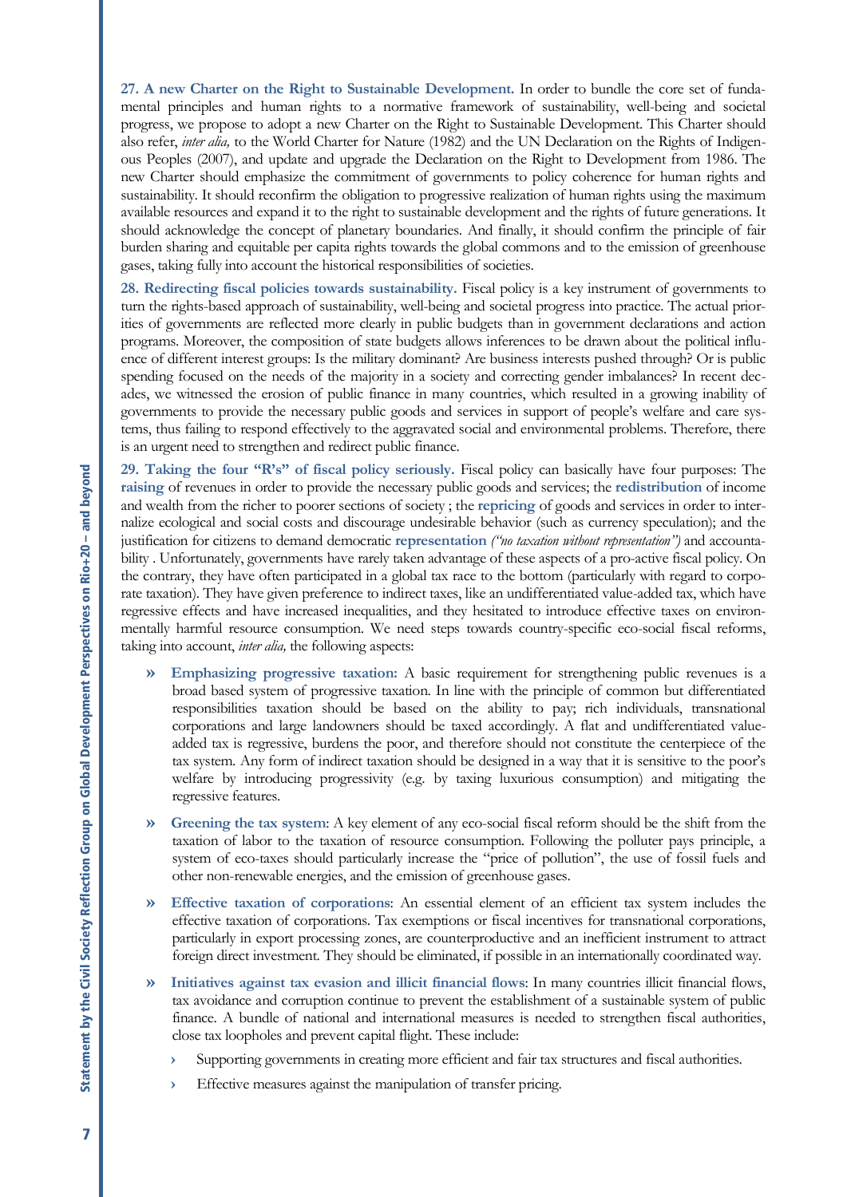**27. A new Charter on the Right to Sustainable Development.** In order to bundle the core set of fundamental principles and human rights to a normative framework of sustainability, well-being and societal progress, we propose to adopt a new Charter on the Right to Sustainable Development. This Charter should also refer, *inter alia,* to the World Charter for Nature (1982) and the UN Declaration on the Rights of Indigenous Peoples (2007), and update and upgrade the Declaration on the Right to Development from 1986. The new Charter should emphasize the commitment of governments to policy coherence for human rights and sustainability. It should reconfirm the obligation to progressive realization of human rights using the maximum available resources and expand it to the right to sustainable development and the rights of future generations. It should acknowledge the concept of planetary boundaries. And finally, it should confirm the principle of fair burden sharing and equitable per capita rights towards the global commons and to the emission of greenhouse gases, taking fully into account the historical responsibilities of societies.

**28. Redirecting fiscal policies towards sustainability.** Fiscal policy is a key instrument of governments to turn the rights-based approach of sustainability, well-being and societal progress into practice. The actual priorities of governments are reflected more clearly in public budgets than in government declarations and action programs. Moreover, the composition of state budgets allows inferences to be drawn about the political influence of different interest groups: Is the military dominant? Are business interests pushed through? Or is public spending focused on the needs of the majority in a society and correcting gender imbalances? In recent decades, we witnessed the erosion of public finance in many countries, which resulted in a growing inability of governments to provide the necessary public goods and services in support of people's welfare and care systems, thus failing to respond effectively to the aggravated social and environmental problems. Therefore, there is an urgent need to strengthen and redirect public finance.

**29. Taking the four "R's" of fiscal policy seriously.** Fiscal policy can basically have four purposes: The **raising** of revenues in order to provide the necessary public goods and services; the **redistribution** of income and wealth from the richer to poorer sections of society ; the **repricing** of goods and services in order to internalize ecological and social costs and discourage undesirable behavior (such as currency speculation); and the justification for citizens to demand democratic **representation** *("no taxation without representation")* and accountability . Unfortunately, governments have rarely taken advantage of these aspects of a pro-active fiscal policy. On the contrary, they have often participated in a global tax race to the bottom (particularly with regard to corporate taxation). They have given preference to indirect taxes, like an undifferentiated value-added tax, which have regressive effects and have increased inequalities, and they hesitated to introduce effective taxes on environmentally harmful resource consumption. We need steps towards country-specific eco-social fiscal reforms, taking into account, *inter alia,* the following aspects:

- **Emphasizing progressive taxation:** A basic requirement for strengthening public revenues is a broad based system of progressive taxation. In line with the principle of common but differentiated responsibilities taxation should be based on the ability to pay; rich individuals, transnational corporations and large landowners should be taxed accordingly. A flat and undifferentiated value-added tax is regressive, burdens the poor, and therefore should not constitute the centerpiece of the tax system. Any form of indirect taxation should be designed in a way that it is sensitive to the poor's welfare by introducing progressivity (e.g. by taxing luxurious consumption) and mitigating the regressive features.
- **Greening the tax system**: A key element of any eco-social fiscal reform should be the shift from the taxation of labor to the taxation of resource consumption. Following the polluter pays principle, a system of eco-taxes should particularly increase the "price of pollution", the use of fossil fuels and other non-renewable energies, and the emission of greenhouse gases.
- **Effective taxation of corporations**: An essential element of an efficient tax system includes the effective taxation of corporations. Tax exemptions or fiscal incentives for transnational corporations, particularly in export processing zones, are counterproductive and an inefficient instrument to attract foreign direct investment. They should be eliminated, if possible in an internationally coordinated way.
- **Initiatives against tax evasion and illicit financial flows**: In many countries illicit financial flows, tax avoidance and corruption continue to prevent the establishment of a sustainable system of public finance. A bundle of national and international measures is needed to strengthen fiscal authorities, close tax loopholes and prevent capital flight. These include:
  - Supporting governments in creating more efficient and fair tax structures and fiscal authorities.
  - Effective measures against the manipulation of transfer pricing.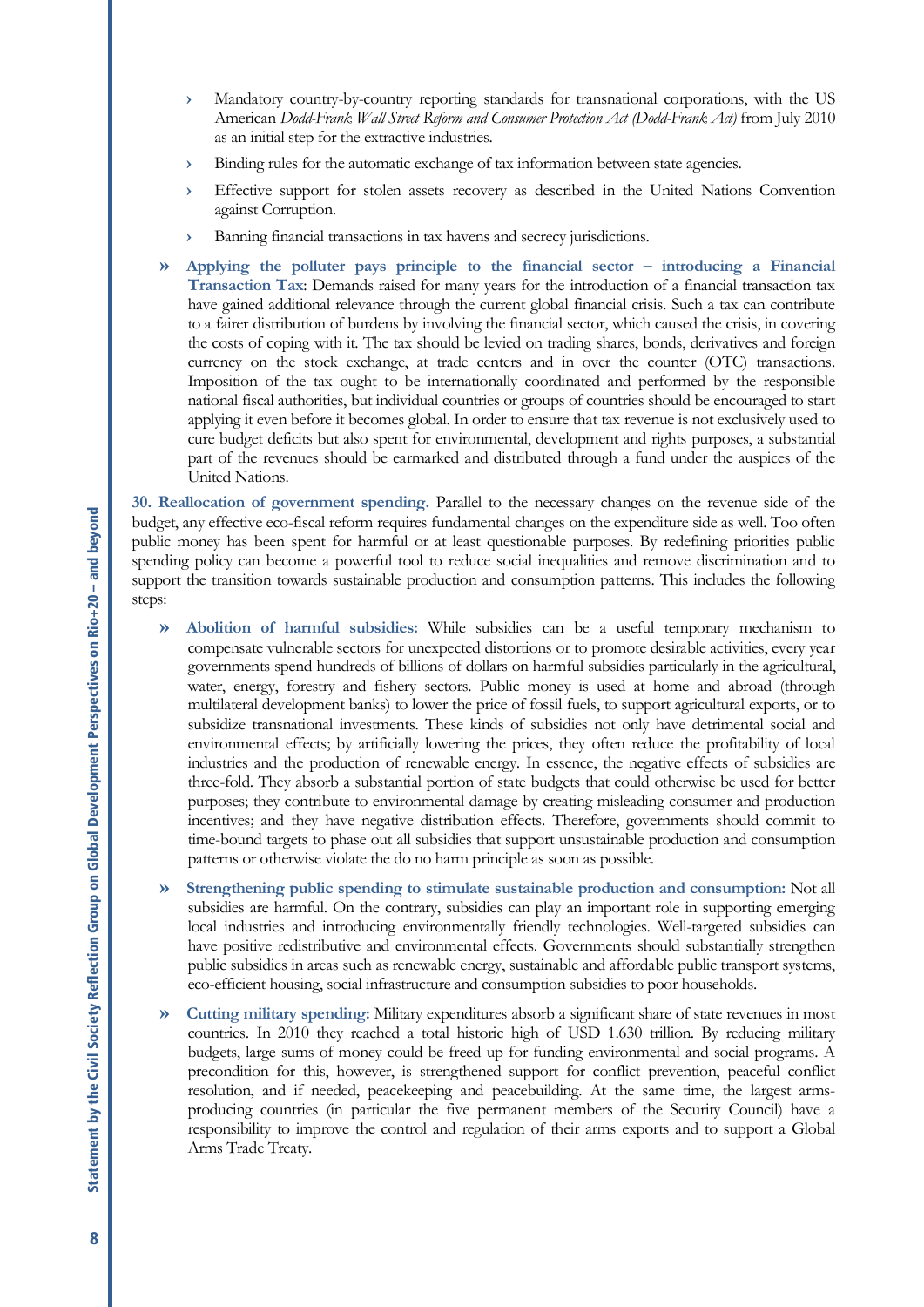- Mandatory country-by-country reporting standards for transnational corporations, with the US American *Dodd-Frank Wall Street Reform and Consumer Protection Act (Dodd-Frank Act)* from July 2010 as an initial step for the extractive industries.
- Binding rules for the automatic exchange of tax information between state agencies.
- Effective support for stolen assets recovery as described in the United Nations Convention against Corruption.
- Banning financial transactions in tax havens and secrecy jurisdictions.

» **Applying the polluter pays principle to the financial sector – introducing a Financial Transaction Tax:** Demands raised for many years for the introduction of a financial transaction tax have gained additional relevance through the current global financial crisis. Such a tax can contribute to a fairer distribution of burdens by involving the financial sector, which caused the crisis, in covering the costs of coping with it. The tax should be levied on trading shares, bonds, derivatives and foreign currency on the stock exchange, at trade centers and in over the counter (OTC) transactions. Imposition of the tax ought to be internationally coordinated and performed by the responsible national fiscal authorities, but individual countries or groups of countries should be encouraged to start applying it even before it becomes global. In order to ensure that tax revenue is not exclusively used to cure budget deficits but also spent for environmental, development and rights purposes, a substantial part of the revenues should be earmarked and distributed through a fund under the auspices of the United Nations.

**30. Reallocation of government spending.** Parallel to the necessary changes on the revenue side of the budget, any effective eco-fiscal reform requires fundamental changes on the expenditure side as well. Too often public money has been spent for harmful or at least questionable purposes. By redefining priorities public spending policy can become a powerful tool to reduce social inequalities and remove discrimination and to support the transition towards sustainable production and consumption patterns. This includes the following steps:

» **Abolition of harmful subsidies:** While subsidies can be a useful temporary mechanism to compensate vulnerable sectors for unexpected distortions or to promote desirable activities, every year governments spend hundreds of billions of dollars on harmful subsidies particularly in the agricultural, water, energy, forestry and fishery sectors. Public money is used at home and abroad (through multilateral development banks) to lower the price of fossil fuels, to support agricultural exports, or to subsidize transnational investments. These kinds of subsidies not only have detrimental social and environmental effects; by artificially lowering the prices, they often reduce the profitability of local industries and the production of renewable energy. In essence, the negative effects of subsidies are three-fold. They absorb a substantial portion of state budgets that could otherwise be used for better purposes; they contribute to environmental damage by creating misleading consumer and production incentives; and they have negative distribution effects. Therefore, governments should commit to time-bound targets to phase out all subsidies that support unsustainable production and consumption patterns or otherwise violate the do no harm principle as soon as possible.

» **Strengthening public spending to stimulate sustainable production and consumption:** Not all subsidies are harmful. On the contrary, subsidies can play an important role in supporting emerging local industries and introducing environmentally friendly technologies. Well-targeted subsidies can have positive redistributive and environmental effects. Governments should substantially strengthen public subsidies in areas such as renewable energy, sustainable and affordable public transport systems, eco-efficient housing, social infrastructure and consumption subsidies to poor households.

» **Cutting military spending:** Military expenditures absorb a significant share of state revenues in most countries. In 2010 they reached a total historic high of USD 1.630 trillion. By reducing military budgets, large sums of money could be freed up for funding environmental and social programs. A precondition for this, however, is strengthened support for conflict prevention, peaceful conflict resolution, and if needed, peacekeeping and peacebuilding. At the same time, the largest arms-producing countries (in particular the five permanent members of the Security Council) have a responsibility to improve the control and regulation of their arms exports and to support a Global Arms Trade Treaty.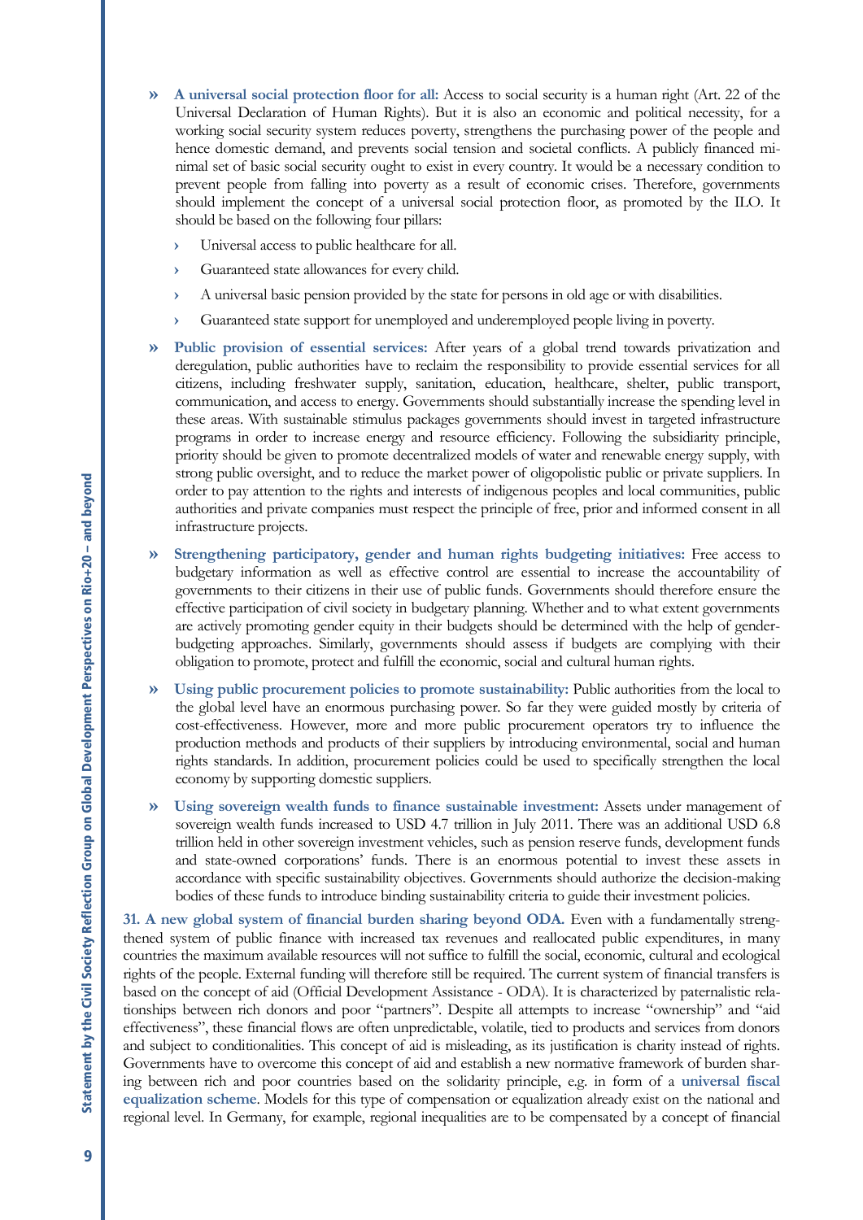- **A universal social protection floor for all:** Access to social security is a human right (Art. 22 of the Universal Declaration of Human Rights). But it is also an economic and political necessity, for a working social security system reduces poverty, strengthens the purchasing power of the people and hence domestic demand, and prevents social tension and societal conflicts. A publicly financed minimal set of basic social security ought to exist in every country. It would be a necessary condition to prevent people from falling into poverty as a result of economic crises. Therefore, governments should implement the concept of a universal social protection floor, as promoted by the ILO. It should be based on the following four pillars:
  - Universal access to public healthcare for all.
  - Guaranteed state allowances for every child.
  - A universal basic pension provided by the state for persons in old age or with disabilities.
  - Guaranteed state support for unemployed and underemployed people living in poverty.
- **Public provision of essential services:** After years of a global trend towards privatization and deregulation, public authorities have to reclaim the responsibility to provide essential services for all citizens, including freshwater supply, sanitation, education, healthcare, shelter, public transport, communication, and access to energy. Governments should substantially increase the spending level in these areas. With sustainable stimulus packages governments should invest in targeted infrastructure programs in order to increase energy and resource efficiency. Following the subsidiarity principle, priority should be given to promote decentralized models of water and renewable energy supply, with strong public oversight, and to reduce the market power of oligopolistic public or private suppliers. In order to pay attention to the rights and interests of indigenous peoples and local communities, public authorities and private companies must respect the principle of free, prior and informed consent in all infrastructure projects.
- **Strengthening participatory, gender and human rights budgeting initiatives:** Free access to budgetary information as well as effective control are essential to increase the accountability of governments to their citizens in their use of public funds. Governments should therefore ensure the effective participation of civil society in budgetary planning. Whether and to what extent governments are actively promoting gender equity in their budgets should be determined with the help of gender-budgeting approaches. Similarly, governments should assess if budgets are complying with their obligation to promote, protect and fulfill the economic, social and cultural human rights.
- **Using public procurement policies to promote sustainability:** Public authorities from the local to the global level have an enormous purchasing power. So far they were guided mostly by criteria of cost-effectiveness. However, more and more public procurement operators try to influence the production methods and products of their suppliers by introducing environmental, social and human rights standards. In addition, procurement policies could be used to specifically strengthen the local economy by supporting domestic suppliers.
- **Using sovereign wealth funds to finance sustainable investment:** Assets under management of sovereign wealth funds increased to USD 4.7 trillion in July 2011. There was an additional USD 6.8 trillion held in other sovereign investment vehicles, such as pension reserve funds, development funds and state-owned corporations' funds. There is an enormous potential to invest these assets in accordance with specific sustainability objectives. Governments should authorize the decision-making bodies of these funds to introduce binding sustainability criteria to guide their investment policies.

**31. A new global system of financial burden sharing beyond ODA.** Even with a fundamentally strengthened system of public finance with increased tax revenues and reallocated public expenditures, in many countries the maximum available resources will not suffice to fulfill the social, economic, cultural and ecological rights of the people. External funding will therefore still be required. The current system of financial transfers is based on the concept of aid (Official Development Assistance - ODA). It is characterized by paternalistic relationships between rich donors and poor "partners". Despite all attempts to increase "ownership" and "aid effectiveness", these financial flows are often unpredictable, volatile, tied to products and services from donors and subject to conditionalities. This concept of aid is misleading, as its justification is charity instead of rights. Governments have to overcome this concept of aid and establish a new normative framework of burden sharing between rich and poor countries based on the solidarity principle, e.g. in form of a **universal fiscal equalization scheme**. Models for this type of compensation or equalization already exist on the national and regional level. In Germany, for example, regional inequalities are to be compensated by a concept of financial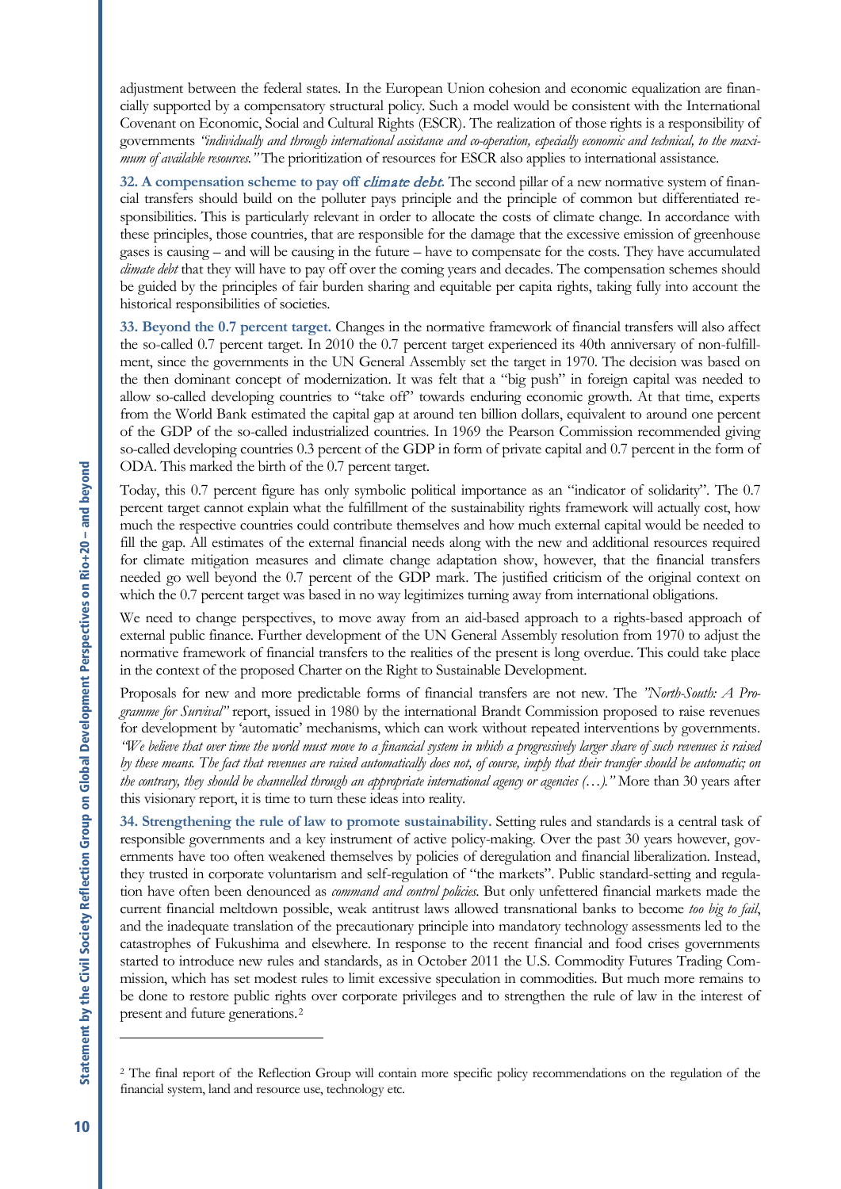adjustment between the federal states. In the European Union cohesion and economic equalization are financially supported by a compensatory structural policy. Such a model would be consistent with the International Covenant on Economic, Social and Cultural Rights (ESCR). The realization of those rights is a responsibility of governments *"individually and through international assistance and co-operation, especially economic and technical, to the maximum of available resources."* The prioritization of resources for ESCR also applies to international assistance.

**32. A compensation scheme to pay off *climate debt*.** The second pillar of a new normative system of financial transfers should build on the polluter pays principle and the principle of common but differentiated responsibilities. This is particularly relevant in order to allocate the costs of climate change. In accordance with these principles, those countries, that are responsible for the damage that the excessive emission of greenhouse gases is causing – and will be causing in the future – have to compensate for the costs. They have accumulated *climate debt* that they will have to pay off over the coming years and decades. The compensation schemes should be guided by the principles of fair burden sharing and equitable per capita rights, taking fully into account the historical responsibilities of societies.

**33. Beyond the 0.7 percent target.** Changes in the normative framework of financial transfers will also affect the so-called 0.7 percent target. In 2010 the 0.7 percent target experienced its 40th anniversary of non-fulfillment, since the governments in the UN General Assembly set the target in 1970. The decision was based on the then dominant concept of modernization. It was felt that a "big push" in foreign capital was needed to allow so-called developing countries to "take off" towards enduring economic growth. At that time, experts from the World Bank estimated the capital gap at around ten billion dollars, equivalent to around one percent of the GDP of the so-called industrialized countries. In 1969 the Pearson Commission recommended giving so-called developing countries 0.3 percent of the GDP in form of private capital and 0.7 percent in the form of ODA. This marked the birth of the 0.7 percent target.

Today, this 0.7 percent figure has only symbolic political importance as an "indicator of solidarity". The 0.7 percent target cannot explain what the fulfillment of the sustainability rights framework will actually cost, how much the respective countries could contribute themselves and how much external capital would be needed to fill the gap. All estimates of the external financial needs along with the new and additional resources required for climate mitigation measures and climate change adaptation show, however, that the financial transfers needed go well beyond the 0.7 percent of the GDP mark. The justified criticism of the original context on which the 0.7 percent target was based in no way legitimizes turning away from international obligations.

We need to change perspectives, to move away from an aid-based approach to a rights-based approach of external public finance. Further development of the UN General Assembly resolution from 1970 to adjust the normative framework of financial transfers to the realities of the present is long overdue. This could take place in the context of the proposed Charter on the Right to Sustainable Development.

Proposals for new and more predictable forms of financial transfers are not new. The *"North-South: A Programme for Survival"* report, issued in 1980 by the international Brandt Commission proposed to raise revenues for development by 'automatic' mechanisms, which can work without repeated interventions by governments. *"We believe that over time the world must move to a financial system in which a progressively larger share of such revenues is raised by these means. The fact that revenues are raised automatically does not, of course, imply that their transfer should be automatic; on the contrary, they should be channelled through an appropriate international agency or agencies (…)."* More than 30 years after this visionary report, it is time to turn these ideas into reality.

**34. Strengthening the rule of law to promote sustainability.** Setting rules and standards is a central task of responsible governments and a key instrument of active policy-making. Over the past 30 years however, governments have too often weakened themselves by policies of deregulation and financial liberalization. Instead, they trusted in corporate voluntarism and self-regulation of "the markets". Public standard-setting and regulation have often been denounced as *command and control policies*. But only unfettered financial markets made the current financial meltdown possible, weak antitrust laws allowed transnational banks to become *too big to fail*, and the inadequate translation of the precautionary principle into mandatory technology assessments led to the catastrophes of Fukushima and elsewhere. In response to the recent financial and food crises governments started to introduce new rules and standards, as in October 2011 the U.S. Commodity Futures Trading Commission, which has set modest rules to limit excessive speculation in commodities. But much more remains to be done to restore public rights over corporate privileges and to strengthen the rule of law in the interest of present and future generations.[2]

---

[2] The final report of the Reflection Group will contain more specific policy recommendations on the regulation of the financial system, land and resource use, technology etc.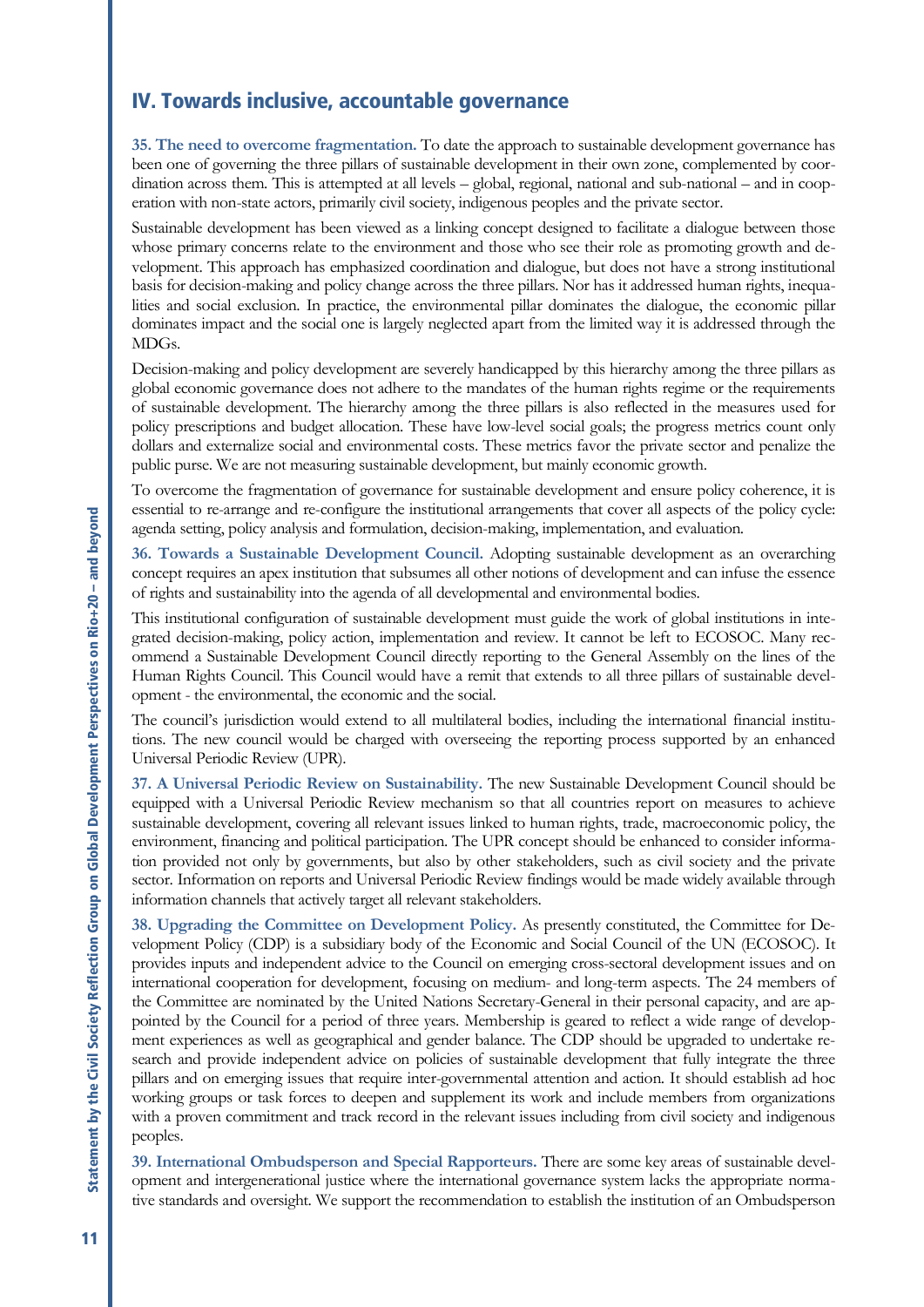## IV. Towards inclusive, accountable governance

**35. The need to overcome fragmentation.** To date the approach to sustainable development governance has been one of governing the three pillars of sustainable development in their own zone, complemented by coordination across them. This is attempted at all levels – global, regional, national and sub-national – and in cooperation with non-state actors, primarily civil society, indigenous peoples and the private sector.

Sustainable development has been viewed as a linking concept designed to facilitate a dialogue between those whose primary concerns relate to the environment and those who see their role as promoting growth and development. This approach has emphasized coordination and dialogue, but does not have a strong institutional basis for decision-making and policy change across the three pillars. Nor has it addressed human rights, inequalities and social exclusion. In practice, the environmental pillar dominates the dialogue, the economic pillar dominates impact and the social one is largely neglected apart from the limited way it is addressed through the MDGs.

Decision-making and policy development are severely handicapped by this hierarchy among the three pillars as global economic governance does not adhere to the mandates of the human rights regime or the requirements of sustainable development. The hierarchy among the three pillars is also reflected in the measures used for policy prescriptions and budget allocation. These have low-level social goals; the progress metrics count only dollars and externalize social and environmental costs. These metrics favor the private sector and penalize the public purse. We are not measuring sustainable development, but mainly economic growth.

To overcome the fragmentation of governance for sustainable development and ensure policy coherence, it is essential to re-arrange and re-configure the institutional arrangements that cover all aspects of the policy cycle: agenda setting, policy analysis and formulation, decision-making, implementation, and evaluation.

**36. Towards a Sustainable Development Council.** Adopting sustainable development as an overarching concept requires an apex institution that subsumes all other notions of development and can infuse the essence of rights and sustainability into the agenda of all developmental and environmental bodies.

This institutional configuration of sustainable development must guide the work of global institutions in integrated decision-making, policy action, implementation and review. It cannot be left to ECOSOC. Many recommend a Sustainable Development Council directly reporting to the General Assembly on the lines of the Human Rights Council. This Council would have a remit that extends to all three pillars of sustainable development - the environmental, the economic and the social.

The council's jurisdiction would extend to all multilateral bodies, including the international financial institutions. The new council would be charged with overseeing the reporting process supported by an enhanced Universal Periodic Review (UPR).

**37. A Universal Periodic Review on Sustainability.** The new Sustainable Development Council should be equipped with a Universal Periodic Review mechanism so that all countries report on measures to achieve sustainable development, covering all relevant issues linked to human rights, trade, macroeconomic policy, the environment, financing and political participation. The UPR concept should be enhanced to consider information provided not only by governments, but also by other stakeholders, such as civil society and the private sector. Information on reports and Universal Periodic Review findings would be made widely available through information channels that actively target all relevant stakeholders.

**38. Upgrading the Committee on Development Policy.** As presently constituted, the Committee for Development Policy (CDP) is a subsidiary body of the Economic and Social Council of the UN (ECOSOC). It provides inputs and independent advice to the Council on emerging cross-sectoral development issues and on international cooperation for development, focusing on medium- and long-term aspects. The 24 members of the Committee are nominated by the United Nations Secretary-General in their personal capacity, and are appointed by the Council for a period of three years. Membership is geared to reflect a wide range of development experiences as well as geographical and gender balance. The CDP should be upgraded to undertake research and provide independent advice on policies of sustainable development that fully integrate the three pillars and on emerging issues that require inter-governmental attention and action. It should establish ad hoc working groups or task forces to deepen and supplement its work and include members from organizations with a proven commitment and track record in the relevant issues including from civil society and indigenous peoples.

**39. International Ombudsperson and Special Rapporteurs.** There are some key areas of sustainable development and intergenerational justice where the international governance system lacks the appropriate normative standards and oversight. We support the recommendation to establish the institution of an Ombudsperson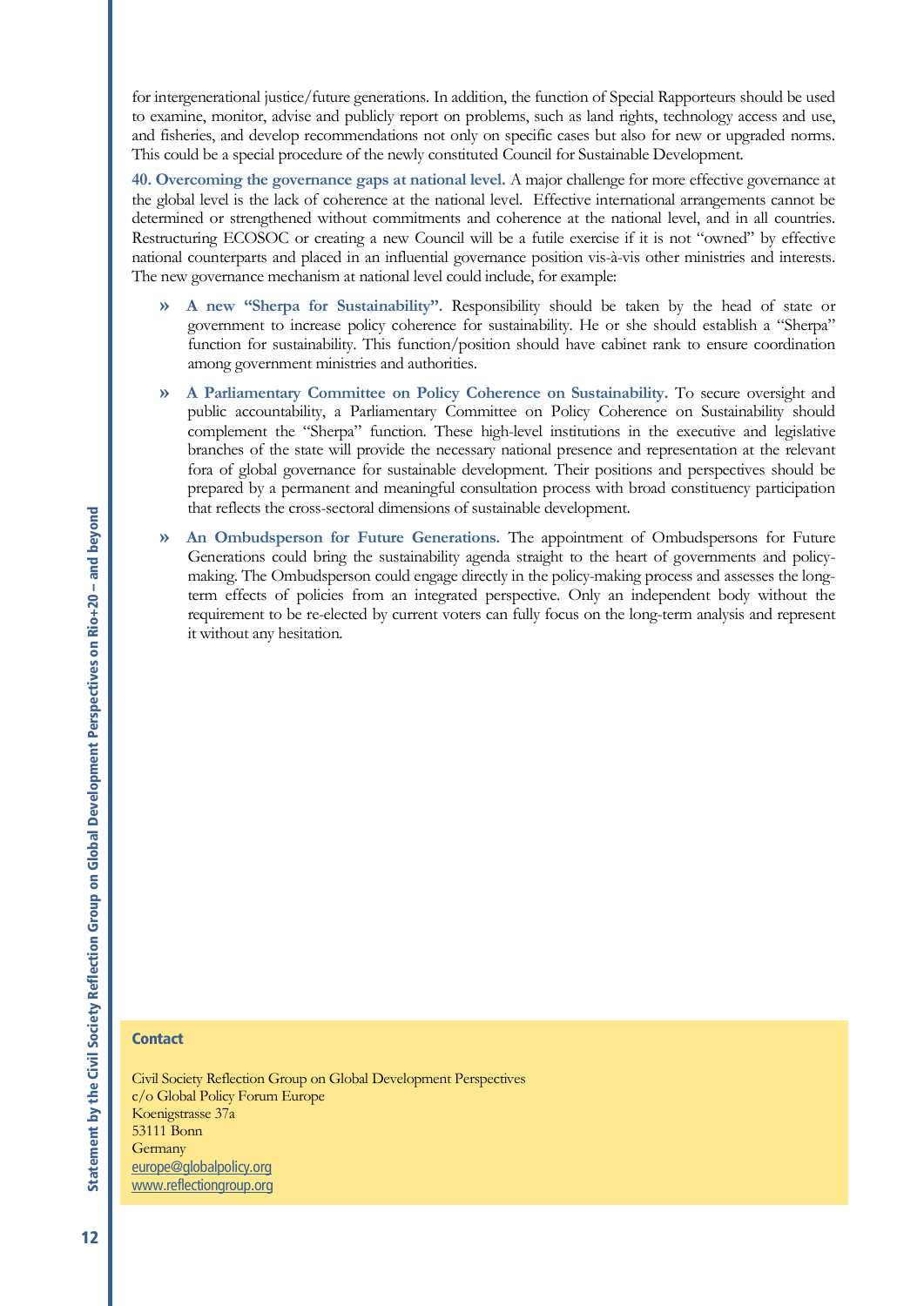for intergenerational justice/future generations. In addition, the function of Special Rapporteurs should be used to examine, monitor, advise and publicly report on problems, such as land rights, technology access and use, and fisheries, and develop recommendations not only on specific cases but also for new or upgraded norms. This could be a special procedure of the newly constituted Council for Sustainable Development.

**40. Overcoming the governance gaps at national level.** A major challenge for more effective governance at the global level is the lack of coherence at the national level. Effective international arrangements cannot be determined or strengthened without commitments and coherence at the national level, and in all countries. Restructuring ECOSOC or creating a new Council will be a futile exercise if it is not "owned" by effective national counterparts and placed in an influential governance position vis-à-vis other ministries and interests. The new governance mechanism at national level could include, for example:

- **A new "Sherpa for Sustainability".** Responsibility should be taken by the head of state or government to increase policy coherence for sustainability. He or she should establish a "Sherpa" function for sustainability. This function/position should have cabinet rank to ensure coordination among government ministries and authorities.
- **A Parliamentary Committee on Policy Coherence on Sustainability.** To secure oversight and public accountability, a Parliamentary Committee on Policy Coherence on Sustainability should complement the "Sherpa" function. These high-level institutions in the executive and legislative branches of the state will provide the necessary national presence and representation at the relevant fora of global governance for sustainable development. Their positions and perspectives should be prepared by a permanent and meaningful consultation process with broad constituency participation that reflects the cross-sectoral dimensions of sustainable development.
- **An Ombudsperson for Future Generations.** The appointment of Ombudspersons for Future Generations could bring the sustainability agenda straight to the heart of governments and policy-making. The Ombudsperson could engage directly in the policy-making process and assesses the long-term effects of policies from an integrated perspective. Only an independent body without the requirement to be re-elected by current voters can fully focus on the long-term analysis and represent it without any hesitation.

### Contact

Civil Society Reflection Group on Global Development Perspectives
c/o Global Policy Forum Europe
Koenigstrasse 37a
53111 Bonn
Germany
europe@globalpolicy.org
www.reflectiongroup.org